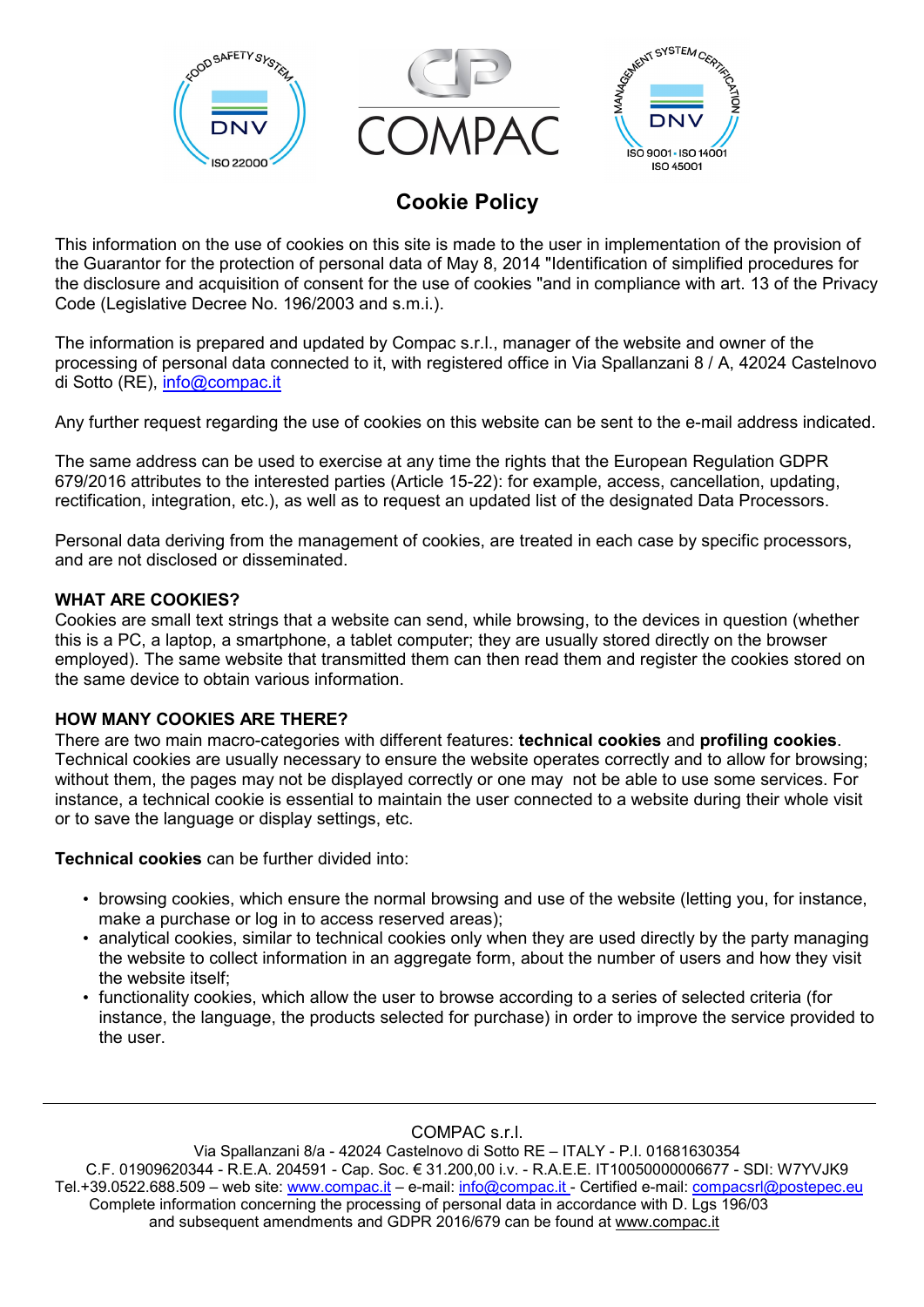# Cookie Policy

This information on the use of cookies on this site is made to the user in implementation of the provision of the Guarantor for the protection of personal data of May 8, 2014 "Identification of simplified procedures for the disclosure and acquisition of consent for the use of cookies "and in compliance with art. 13 of the Privacy Code (Legislative Decree No. 196/2003 and s.m.i.).

The information is prepared and updated by Compac s.r.l., manager of the website and owner of the processing of personal data connected to it, with registered office in Via Spallanzani 8 / A, 42024 Castelnovo di Sotto (RE), info@compac.it

Any further request regarding the use of cookies on this website can be sent to the e-mail address indicated.

The same address can be used to exercise at any time the rights that the European Regulation GDPR 679/2016 attributes to the interested parties (Article 15-22): for example, access, cancellation, updating, rectification, integration, etc.), as well as to request an updated list of the designated Data Processors.

Personal data deriving from the management of cookies, are treated in each case by specific processors, and are not disclosed or disseminated.

**WHAT ARE COOKIES?**
Cookies are small text strings that a website can send, while browsing, to the devices in question (whether this is a PC, a laptop, a smartphone, a tablet computer; they are usually stored directly on the browser employed). The same website that transmitted them can then read them and register the cookies stored on the same device to obtain various information.

**HOW MANY COOKIES ARE THERE?**
There are two main macro-categories with different features: **technical cookies** and **profiling cookies**. Technical cookies are usually necessary to ensure the website operates correctly and to allow for browsing; without them, the pages may not be displayed correctly or one may not be able to use some services. For instance, a technical cookie is essential to maintain the user connected to a website during their whole visit or to save the language or display settings, etc.

**Technical cookies** can be further divided into:

- browsing cookies, which ensure the normal browsing and use of the website (letting you, for instance, make a purchase or log in to access reserved areas);
- analytical cookies, similar to technical cookies only when they are used directly by the party managing the website to collect information in an aggregate form, about the number of users and how they visit the website itself;
- functionality cookies, which allow the user to browse according to a series of selected criteria (for instance, the language, the products selected for purchase) in order to improve the service provided to the user.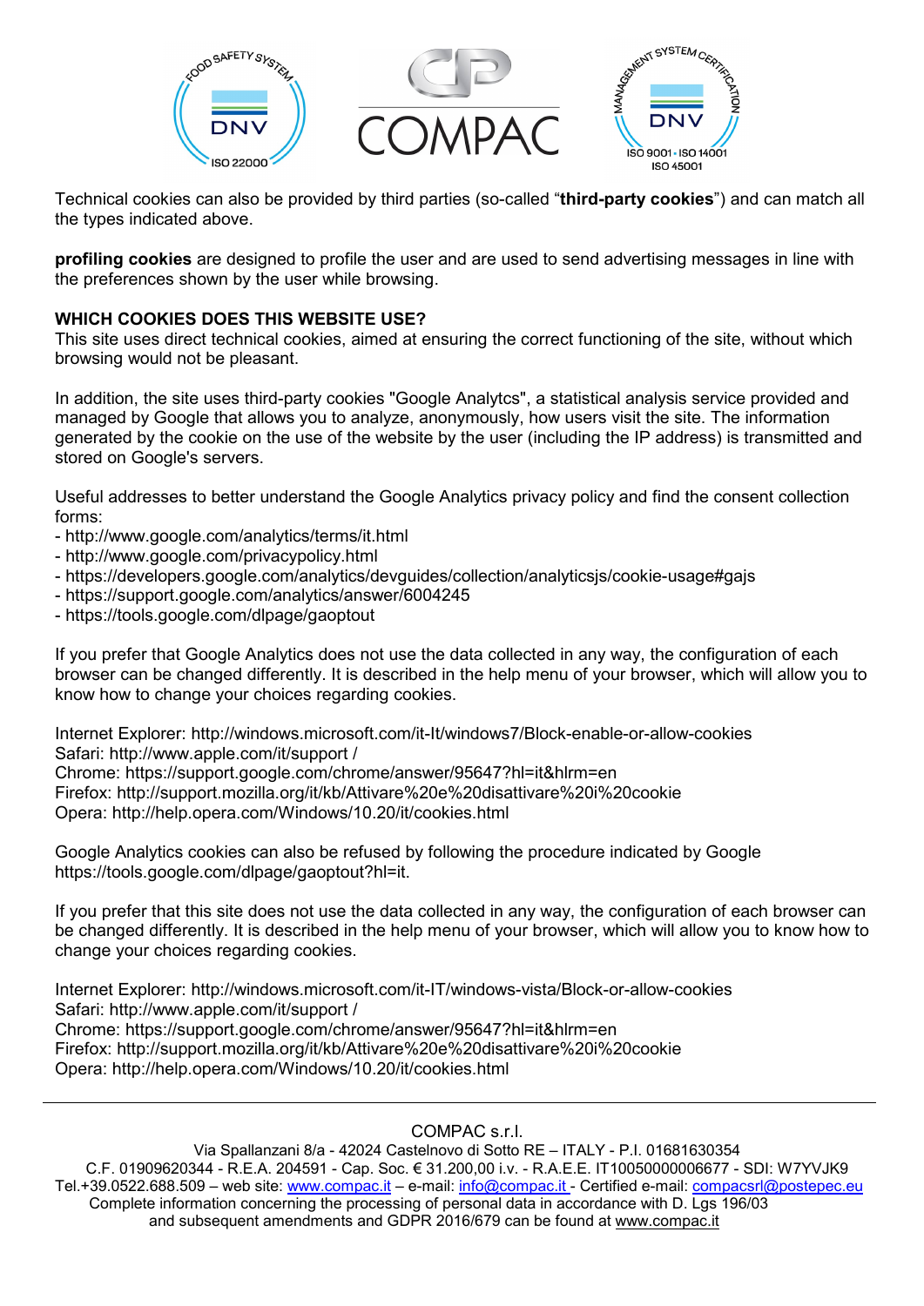Technical cookies can also be provided by third parties (so-called “**third-party cookies**”) and can match all the types indicated above.

**profiling cookies** are designed to profile the user and are used to send advertising messages in line with the preferences shown by the user while browsing.

**WHICH COOKIES DOES THIS WEBSITE USE?**

This site uses direct technical cookies, aimed at ensuring the correct functioning of the site, without which browsing would not be pleasant.

In addition, the site uses third-party cookies "Google Analytcs", a statistical analysis service provided and managed by Google that allows you to analyze, anonymously, how users visit the site. The information generated by the cookie on the use of the website by the user (including the IP address) is transmitted and stored on Google's servers.

Useful addresses to better understand the Google Analytics privacy policy and find the consent collection forms:
- http://www.google.com/analytics/terms/it.html
- http://www.google.com/privacypolicy.html
- https://developers.google.com/analytics/devguides/collection/analyticsjs/cookie-usage#gajs
- https://support.google.com/analytics/answer/6004245
- https://tools.google.com/dlpage/gaoptout

If you prefer that Google Analytics does not use the data collected in any way, the configuration of each browser can be changed differently. It is described in the help menu of your browser, which will allow you to know how to change your choices regarding cookies.

Internet Explorer: http://windows.microsoft.com/it-It/windows7/Block-enable-or-allow-cookies
Safari: http://www.apple.com/it/support /
Chrome: https://support.google.com/chrome/answer/95647?hl=it&hlrm=en
Firefox: http://support.mozilla.org/it/kb/Attivare%20e%20disattivare%20i%20cookie
Opera: http://help.opera.com/Windows/10.20/it/cookies.html

Google Analytics cookies can also be refused by following the procedure indicated by Google https://tools.google.com/dlpage/gaoptout?hl=it.

If you prefer that this site does not use the data collected in any way, the configuration of each browser can be changed differently. It is described in the help menu of your browser, which will allow you to know how to change your choices regarding cookies.

Internet Explorer: http://windows.microsoft.com/it-IT/windows-vista/Block-or-allow-cookies
Safari: http://www.apple.com/it/support /
Chrome: https://support.google.com/chrome/answer/95647?hl=it&hlrm=en
Firefox: http://support.mozilla.org/it/kb/Attivare%20e%20disattivare%20i%20cookie
Opera: http://help.opera.com/Windows/10.20/it/cookies.html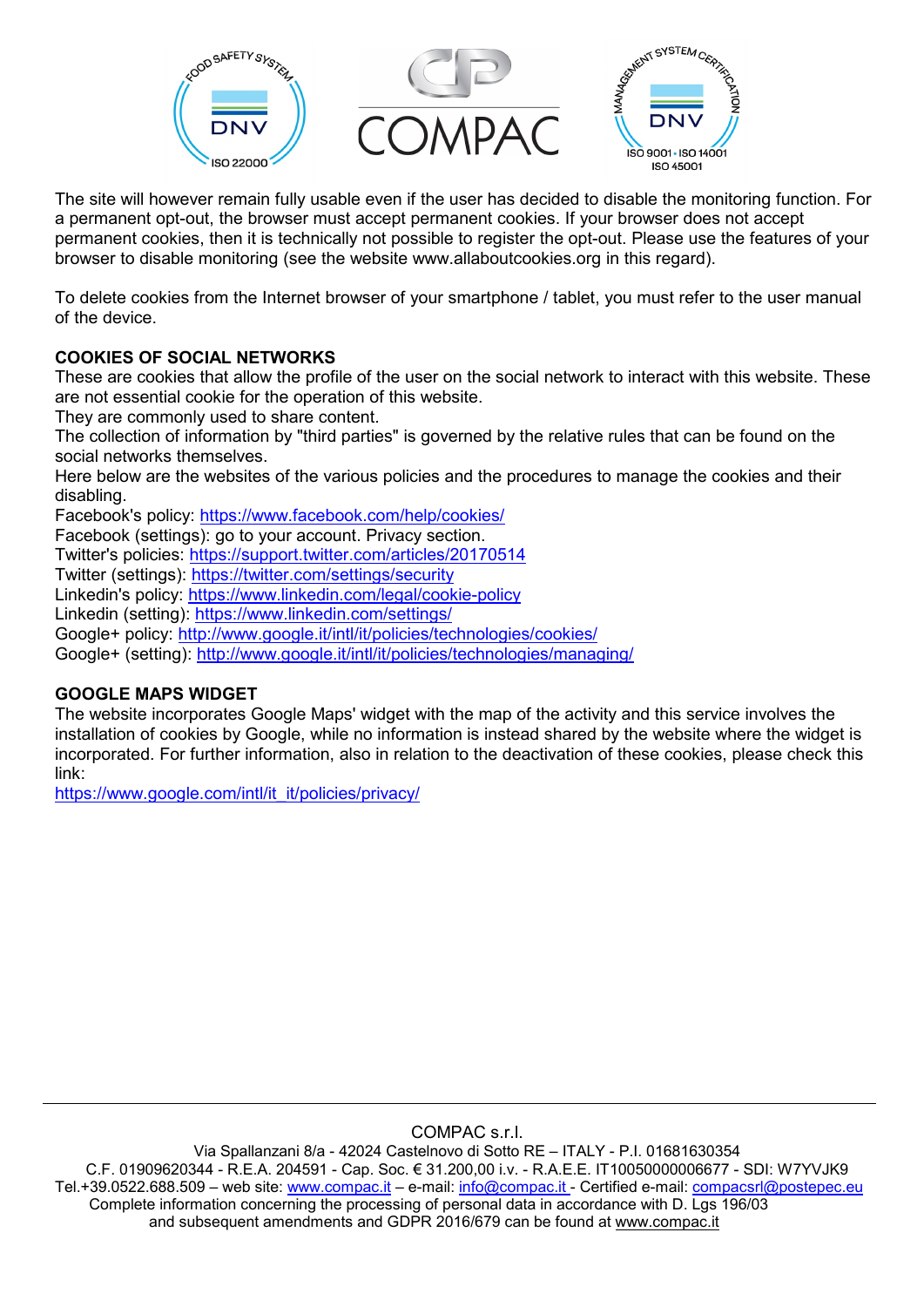The site will however remain fully usable even if the user has decided to disable the monitoring function. For a permanent opt-out, the browser must accept permanent cookies. If your browser does not accept permanent cookies, then it is technically not possible to register the opt-out. Please use the features of your browser to disable monitoring (see the website www.allaboutcookies.org in this regard).

To delete cookies from the Internet browser of your smartphone / tablet, you must refer to the user manual of the device.

**COOKIES OF SOCIAL NETWORKS**

These are cookies that allow the profile of the user on the social network to interact with this website. These are not essential cookie for the operation of this website.
They are commonly used to share content.
The collection of information by "third parties" is governed by the relative rules that can be found on the social networks themselves.
Here below are the websites of the various policies and the procedures to manage the cookies and their disabling.
Facebook's policy: https://www.facebook.com/help/cookies/
Facebook (settings): go to your account. Privacy section.
Twitter's policies: https://support.twitter.com/articles/20170514
Twitter (settings): https://twitter.com/settings/security
Linkedin's policy: https://www.linkedin.com/legal/cookie-policy
Linkedin (setting): https://www.linkedin.com/settings/
Google+ policy: http://www.google.it/intl/it/policies/technologies/cookies/
Google+ (setting): http://www.google.it/intl/it/policies/technologies/managing/

**GOOGLE MAPS WIDGET**

The website incorporates Google Maps' widget with the map of the activity and this service involves the installation of cookies by Google, while no information is instead shared by the website where the widget is incorporated. For further information, also in relation to the deactivation of these cookies, please check this link:
https://www.google.com/intl/it_it/policies/privacy/